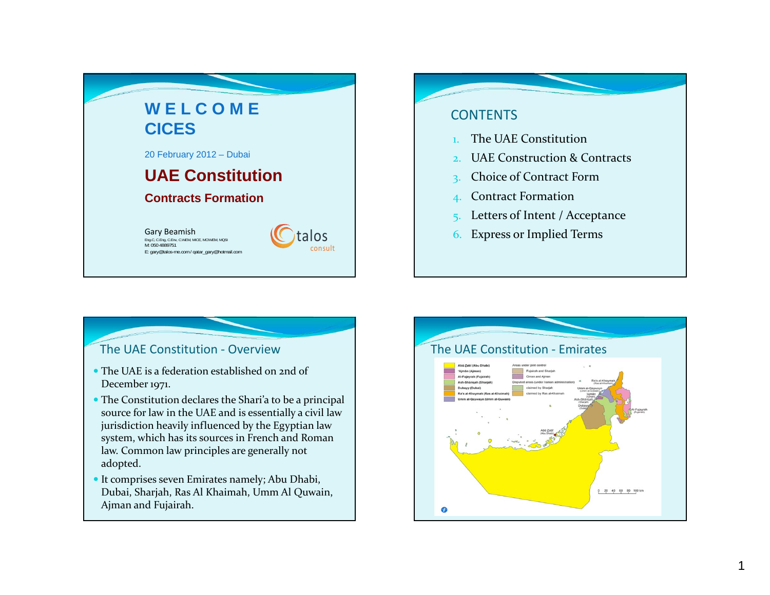# WELCOME CICES

20 February 2012 – Dubai

## UAE Constitution

### Contracts Formation

Gary Beamish
Eng.C, C.Eng, C.Env, C.WEM, MICE, MCIWEM, MQSi
M: 050 4889751
E: gary@talos-me.com / qatar_gary@hotmail.com

talos consult

## CONTENTS

1. The UAE Constitution
2. UAE Construction & Contracts
3. Choice of Contract Form
4. Contract Formation
5. Letters of Intent / Acceptance
6. Express or Implied Terms

## The UAE Constitution - Overview

- The UAE is a federation established on 2nd of December 1971.
- The Constitution declares the Shari'a to be a principal source for law in the UAE and is essentially a civil law jurisdiction heavily influenced by the Egyptian law system, which has its sources in French and Roman law. Common law principles are generally not adopted.
- It comprises seven Emirates namely; Abu Dhabi, Dubai, Sharjah, Ras Al Khaimah, Umm Al Quwain, Ajman and Fujairah.

## The UAE Constitution - Emirates

| Legend | Areas under joint control |
|---|---|
| Abū Zabī (Abu Dhabi) | Fujairah and Sharjah |
| 'Ajmān (Ajman) | Oman and Ajman |
| Al-Fujayrah (Fujairah) | Disputed areas (under Iranian administration) |
| Ash-Shāriqah (Sharjah) | claimed by Sharjah |
| Dubayy (Dubai) | claimed by Ras al-Khaimah |
| Ra's al-Khaymah (Ras al-Khaimah) | |
| Umm al-Qaywayn (Umm al-Quwain) | |

0 20 40 60 80 100 km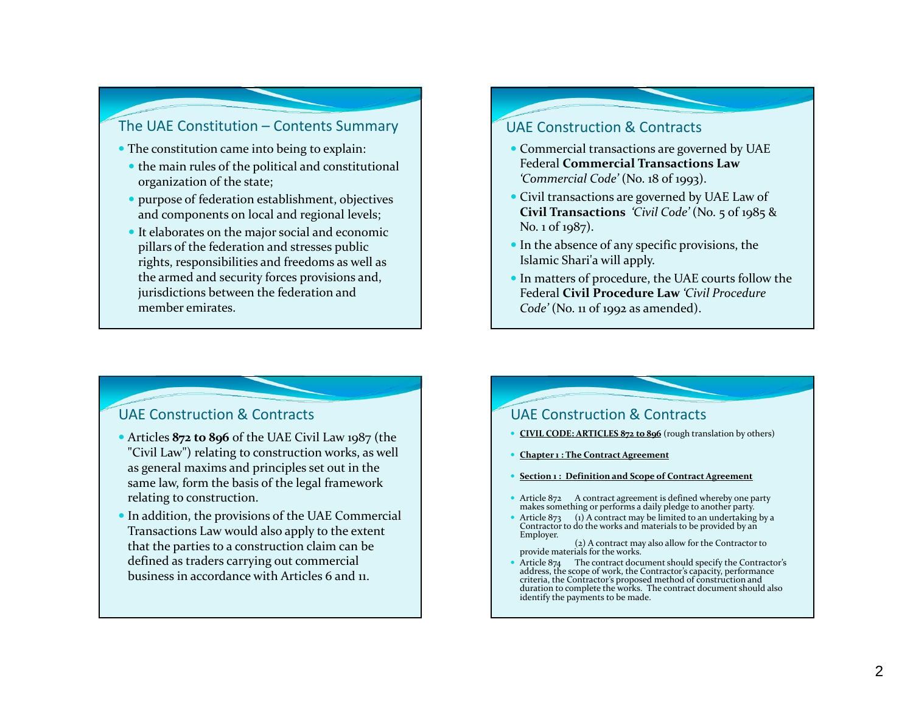## The UAE Constitution – Contents Summary

- The constitution came into being to explain:
  - the main rules of the political and constitutional organization of the state;
  - purpose of federation establishment, objectives and components on local and regional levels;
  - It elaborates on the major social and economic pillars of the federation and stresses public rights, responsibilities and freedoms as well as the armed and security forces provisions and, jurisdictions between the federation and member emirates.

## UAE Construction & Contracts

- Commercial transactions are governed by UAE Federal **Commercial Transactions Law** *'Commercial Code'* (No. 18 of 1993).
- Civil transactions are governed by UAE Law of **Civil Transactions** *'Civil Code'* (No. 5 of 1985 & No. 1 of 1987).
- In the absence of any specific provisions, the Islamic Shari'a will apply.
- In matters of procedure, the UAE courts follow the Federal **Civil Procedure Law** *'Civil Procedure Code'* (No. 11 of 1992 as amended).

## UAE Construction & Contracts

- Articles **872 to 896** of the UAE Civil Law 1987 (the "Civil Law") relating to construction works, as well as general maxims and principles set out in the same law, form the basis of the legal framework relating to construction.
- In addition, the provisions of the UAE Commercial Transactions Law would also apply to the extent that the parties to a construction claim can be defined as traders carrying out commercial business in accordance with Articles 6 and 11.

## UAE Construction & Contracts

- **CIVIL CODE: ARTICLES 872 to 896** (rough translation by others)
- **Chapter 1 : The Contract Agreement**
- **Section 1 : Definition and Scope of Contract Agreement**
- Article 872 A contract agreement is defined whereby one party makes something or performs a daily pledge to another party.
- Article 873 (1) A contract may be limited to an undertaking by a Contractor to do the works and materials to be provided by an Employer.

  (2) A contract may also allow for the Contractor to provide materials for the works.
- Article 874 The contract document should specify the Contractor's address, the scope of work, the Contractor's capacity, performance criteria, the Contractor's proposed method of construction and duration to complete the works. The contract document should also identify the payments to be made.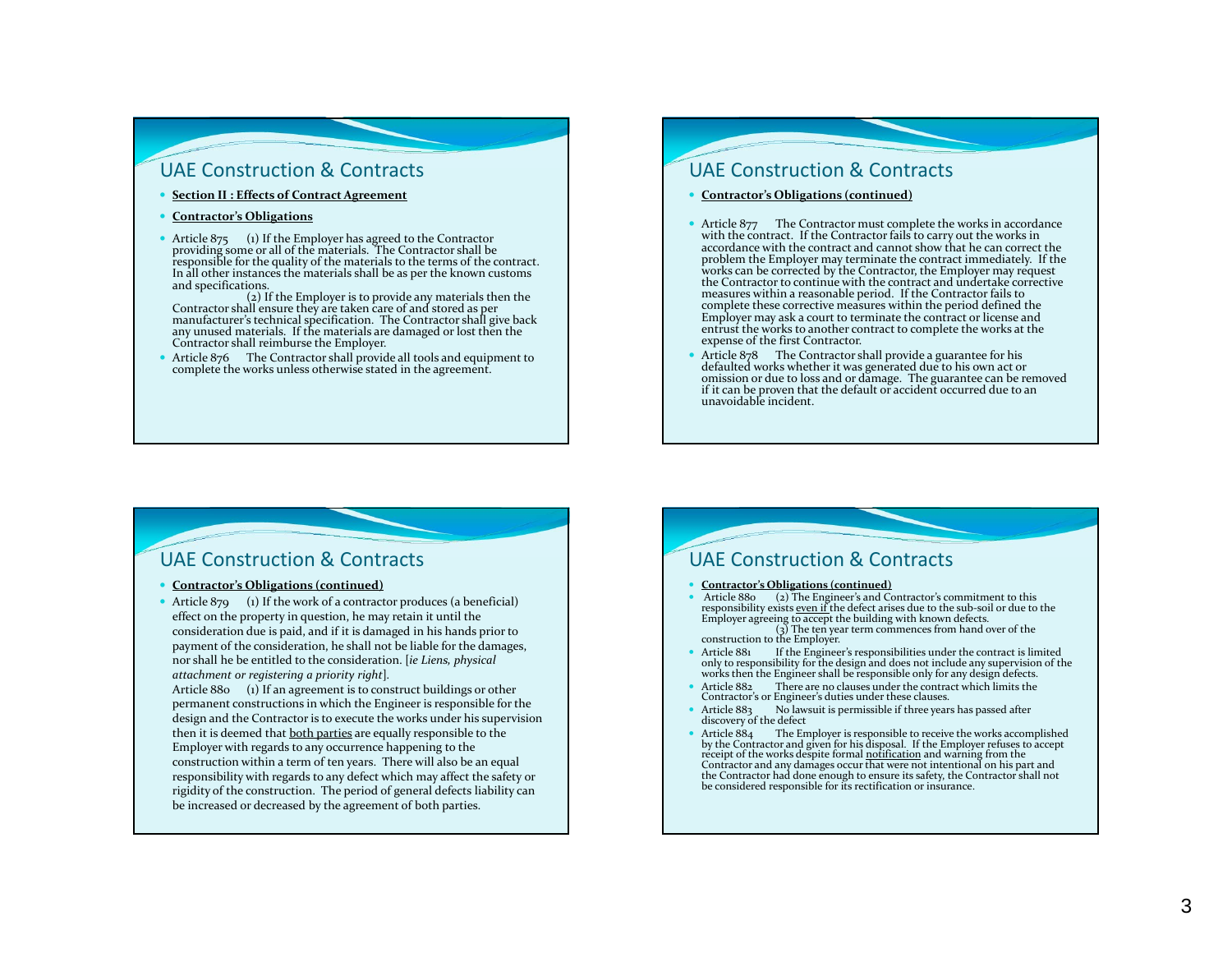## UAE Construction & Contracts

- **Section II : Effects of Contract Agreement**
- **Contractor's Obligations**
- Article 875 (1) If the Employer has agreed to the Contractor providing some or all of the materials. The Contractor shall be responsible for the quality of the materials to the terms of the contract. In all other instances the materials shall be as per the known customs and specifications.

  (2) If the Employer is to provide any materials then the Contractor shall ensure they are taken care of and stored as per manufacturer's technical specification. The Contractor shall give back any unused materials. If the materials are damaged or lost then the Contractor shall reimburse the Employer.
- Article 876 The Contractor shall provide all tools and equipment to complete the works unless otherwise stated in the agreement.

## UAE Construction & Contracts

- **Contractor's Obligations (continued)**
- Article 877 The Contractor must complete the works in accordance with the contract. If the Contractor fails to carry out the works in accordance with the contract and cannot show that he can correct the problem the Employer may terminate the contract immediately. If the works can be corrected by the Contractor, the Employer may request the Contractor to continue with the contract and undertake corrective measures within a reasonable period. If the Contractor fails to complete these corrective measures within the period defined the Employer may ask a court to terminate the contract or license and entrust the works to another contract to complete the works at the expense of the first Contractor.
- Article 878 The Contractor shall provide a guarantee for his defaulted works whether it was generated due to his own act or omission or due to loss and or damage. The guarantee can be removed if it can be proven that the default or accident occurred due to an unavoidable incident.

## UAE Construction & Contracts

- **Contractor's Obligations (continued)**
- Article 879 (1) If the work of a contractor produces (a beneficial) effect on the property in question, he may retain it until the consideration due is paid, and if it is damaged in his hands prior to payment of the consideration, he shall not be liable for the damages, nor shall he be entitled to the consideration. [*ie Liens, physical attachment or registering a priority right*].

  Article 880 (1) If an agreement is to construct buildings or other permanent constructions in which the Engineer is responsible for the design and the Contractor is to execute the works under his supervision then it is deemed that both parties are equally responsible to the Employer with regards to any occurrence happening to the construction within a term of ten years. There will also be an equal responsibility with regards to any defect which may affect the safety or rigidity of the construction. The period of general defects liability can be increased or decreased by the agreement of both parties.

## UAE Construction & Contracts

- **Contractor's Obligations (continued)**
- Article 880 (2) The Engineer's and Contractor's commitment to this responsibility exists even if the defect arises due to the sub-soil or due to the Employer agreeing to accept the building with known defects.

  (3) The ten year term commences from hand over of the construction to the Employer.
- Article 881 If the Engineer's responsibilities under the contract is limited only to responsibility for the design and does not include any supervision of the works then the Engineer shall be responsible only for any design defects.
- Article 882 There are no clauses under the contract which limits the Contractor's or Engineer's duties under these clauses.
- Article 883 No lawsuit is permissible if three years has passed after discovery of the defect
- Article 884 The Employer is responsible to receive the works accomplished by the Contractor and given for his disposal. If the Employer refuses to accept receipt of the works despite formal notification and warning from the Contractor and any damages occur that were not intentional on his part and the Contractor had done enough to ensure its safety, the Contractor shall not be considered responsible for its rectification or insurance.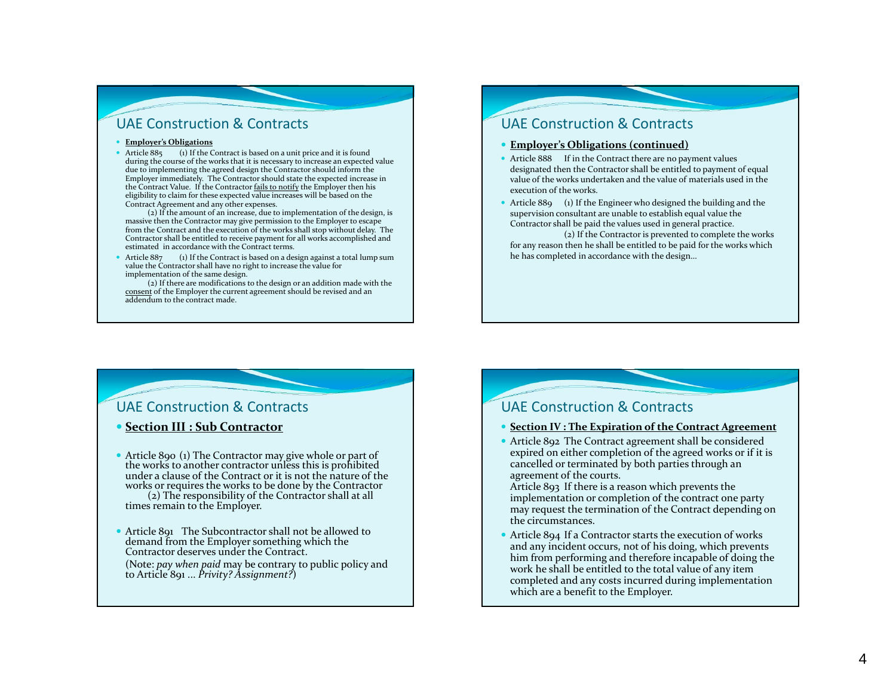## UAE Construction & Contracts

- **Employer's Obligations**
- Article 885 (1) If the Contract is based on a unit price and it is found during the course of the works that it is necessary to increase an expected value due to implementing the agreed design the Contractor should inform the Employer immediately. The Contractor should state the expected increase in the Contract Value. If the Contractor fails to notify the Employer then his eligibility to claim for these expected value increases will be based on the Contract Agreement and any other expenses.

  (2) If the amount of an increase, due to implementation of the design, is massive then the Contractor may give permission to the Employer to escape from the Contract and the execution of the works shall stop without delay. The Contractor shall be entitled to receive payment for all works accomplished and estimated in accordance with the Contract terms.
- Article 887 (1) If the Contract is based on a design against a total lump sum value the Contractor shall have no right to increase the value for implementation of the same design.

  (2) If there are modifications to the design or an addition made with the consent of the Employer the current agreement should be revised and an addendum to the contract made.

## UAE Construction & Contracts

- **Employer's Obligations (continued)**
- Article 888 If in the Contract there are no payment values designated then the Contractor shall be entitled to payment of equal value of the works undertaken and the value of materials used in the execution of the works.
- Article 889 (1) If the Engineer who designed the building and the supervision consultant are unable to establish equal value the Contractor shall be paid the values used in general practice.

  (2) If the Contractor is prevented to complete the works for any reason then he shall be entitled to be paid for the works which he has completed in accordance with the design…

## UAE Construction & Contracts

- **Section III : Sub Contractor**
- Article 890 (1) The Contractor may give whole or part of the works to another contractor unless this is prohibited under a clause of the Contract or it is not the nature of the works or requires the works to be done by the Contractor

  (2) The responsibility of the Contractor shall at all times remain to the Employer.
- Article 891 The Subcontractor shall not be allowed to demand from the Employer something which the Contractor deserves under the Contract.

  (Note: *pay when paid* may be contrary to public policy and to Article 891 … *Privity? Assignment?*)

## UAE Construction & Contracts

- **Section IV : The Expiration of the Contract Agreement**
- Article 892 The Contract agreement shall be considered expired on either completion of the agreed works or if it is cancelled or terminated by both parties through an agreement of the courts.

  Article 893 If there is a reason which prevents the implementation or completion of the contract one party may request the termination of the Contract depending on the circumstances.
- Article 894 If a Contractor starts the execution of works and any incident occurs, not of his doing, which prevents him from performing and therefore incapable of doing the work he shall be entitled to the total value of any item completed and any costs incurred during implementation which are a benefit to the Employer.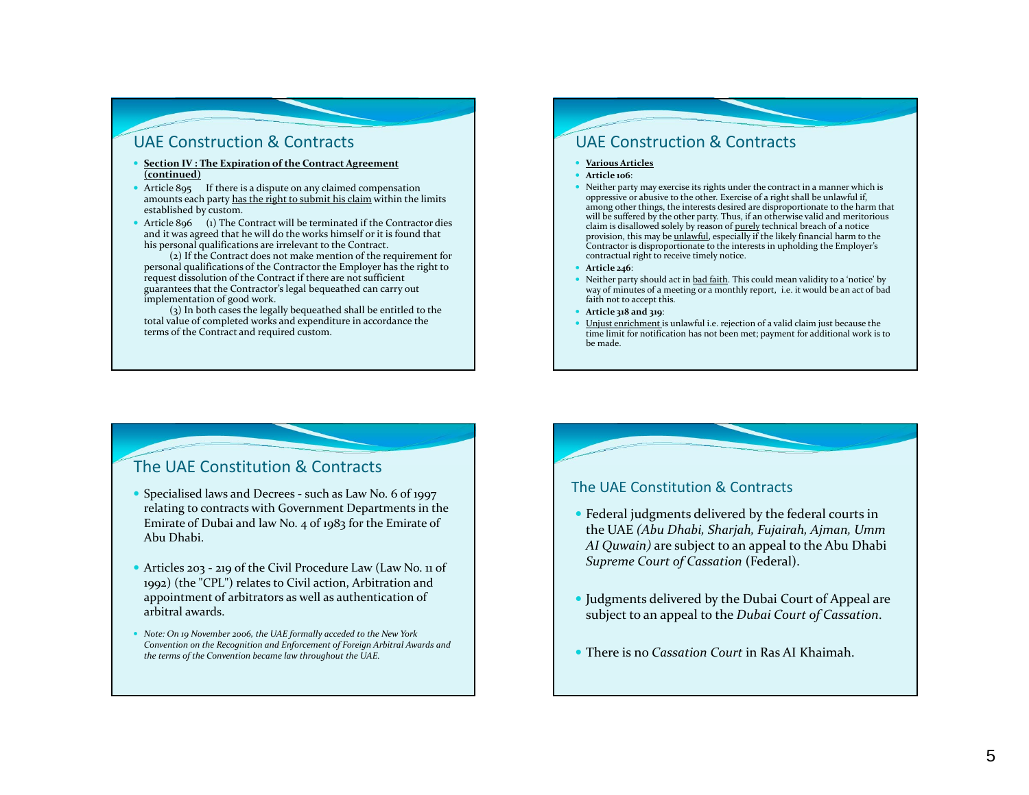## UAE Construction & Contracts

- **Section IV : The Expiration of the Contract Agreement (continued)**
- Article 895 If there is a dispute on any claimed compensation amounts each party has the right to submit his claim within the limits established by custom.
- Article 896 (1) The Contract will be terminated if the Contractor dies and it was agreed that he will do the works himself or it is found that his personal qualifications are irrelevant to the Contract.

  (2) If the Contract does not make mention of the requirement for personal qualifications of the Contractor the Employer has the right to request dissolution of the Contract if there are not sufficient guarantees that the Contractor's legal bequeathed can carry out implementation of good work.

  (3) In both cases the legally bequeathed shall be entitled to the total value of completed works and expenditure in accordance the terms of the Contract and required custom.

## UAE Construction & Contracts

- **Various Articles**
- **Article 106**:
- Neither party may exercise its rights under the contract in a manner which is oppressive or abusive to the other. Exercise of a right shall be unlawful if, among other things, the interests desired are disproportionate to the harm that will be suffered by the other party. Thus, if an otherwise valid and meritorious claim is disallowed solely by reason of purely technical breach of a notice provision, this may be unlawful, especially if the likely financial harm to the Contractor is disproportionate to the interests in upholding the Employer's contractual right to receive timely notice.
- **Article 246**:
- Neither party should act in bad faith. This could mean validity to a 'notice' by way of minutes of a meeting or a monthly report, i.e. it would be an act of bad faith not to accept this.
- **Article 318 and 319**:
- Unjust enrichment is unlawful i.e. rejection of a valid claim just because the time limit for notification has not been met; payment for additional work is to be made.

## The UAE Constitution & Contracts

- Specialised laws and Decrees - such as Law No. 6 of 1997 relating to contracts with Government Departments in the Emirate of Dubai and law No. 4 of 1983 for the Emirate of Abu Dhabi.
- Articles 203 - 219 of the Civil Procedure Law (Law No. 11 of 1992) (the "CPL") relates to Civil action, Arbitration and appointment of arbitrators as well as authentication of arbitral awards.
- *Note: On 19 November 2006, the UAE formally acceded to the New York Convention on the Recognition and Enforcement of Foreign Arbitral Awards and the terms of the Convention became law throughout the UAE.*

## The UAE Constitution & Contracts

- Federal judgments delivered by the federal courts in the UAE *(Abu Dhabi, Sharjah, Fujairah, Ajman, Umm AI Quwain)* are subject to an appeal to the Abu Dhabi *Supreme Court of Cassation* (Federal).
- Judgments delivered by the Dubai Court of Appeal are subject to an appeal to the *Dubai Court of Cassation*.
- There is no *Cassation Court* in Ras AI Khaimah.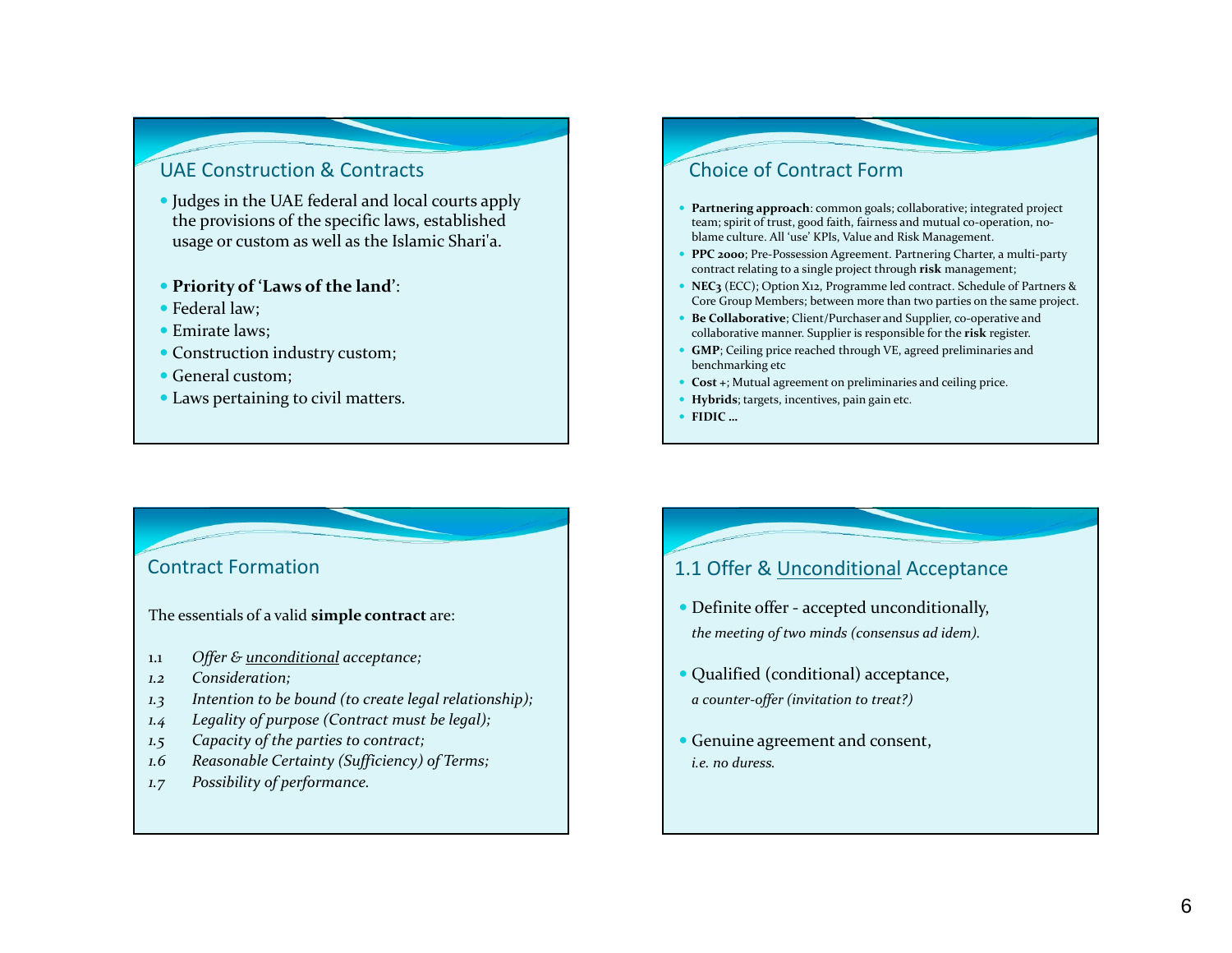## UAE Construction & Contracts

- Judges in the UAE federal and local courts apply the provisions of the specific laws, established usage or custom as well as the Islamic Shari'a.

- **Priority of 'Laws of the land'**:
- Federal law;
- Emirate laws;
- Construction industry custom;
- General custom;
- Laws pertaining to civil matters.

## Choice of Contract Form

- **Partnering approach**: common goals; collaborative; integrated project team; spirit of trust, good faith, fairness and mutual co-operation, no-blame culture. All 'use' KPIs, Value and Risk Management.
- **PPC 2000**; Pre-Possession Agreement. Partnering Charter, a multi-party contract relating to a single project through **risk** management;
- **NEC3** (ECC); Option X12, Programme led contract. Schedule of Partners & Core Group Members; between more than two parties on the same project.
- **Be Collaborative**; Client/Purchaser and Supplier, co-operative and collaborative manner. Supplier is responsible for the **risk** register.
- **GMP**; Ceiling price reached through VE, agreed preliminaries and benchmarking etc
- **Cost +**; Mutual agreement on preliminaries and ceiling price.
- **Hybrids**; targets, incentives, pain gain etc.
- **FIDIC …**

## Contract Formation

The essentials of a valid **simple contract** are:

1.1 *Offer & unconditional acceptance;*
1.2 *Consideration;*
1.3 *Intention to be bound (to create legal relationship);*
1.4 *Legality of purpose (Contract must be legal);*
1.5 *Capacity of the parties to contract;*
1.6 *Reasonable Certainty (Sufficiency) of Terms;*
1.7 *Possibility of performance.*

## 1.1 Offer & Unconditional Acceptance

- Definite offer - accepted unconditionally,
  *the meeting of two minds (consensus ad idem).*

- Qualified (conditional) acceptance,
  *a counter-offer (invitation to treat?)*

- Genuine agreement and consent,
  *i.e. no duress.*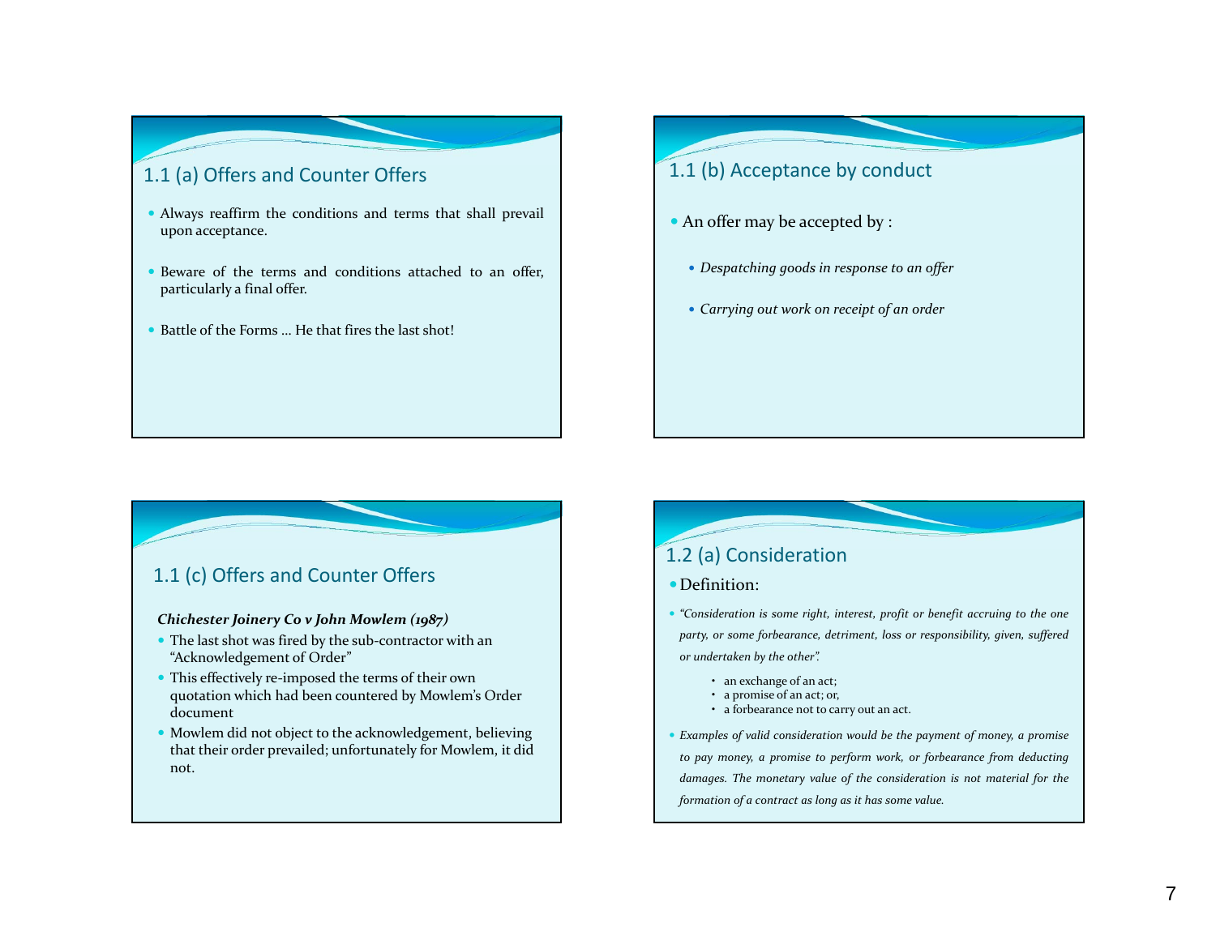## 1.1 (a) Offers and Counter Offers

- Always reaffirm the conditions and terms that shall prevail upon acceptance.
- Beware of the terms and conditions attached to an offer, particularly a final offer.
- Battle of the Forms … He that fires the last shot!

## 1.1 (b) Acceptance by conduct

- An offer may be accepted by :
  - *Despatching goods in response to an offer*
  - *Carrying out work on receipt of an order*

## 1.1 (c) Offers and Counter Offers

***Chichester Joinery Co v John Mowlem (1987)***

- The last shot was fired by the sub-contractor with an "Acknowledgement of Order"
- This effectively re-imposed the terms of their own quotation which had been countered by Mowlem's Order document
- Mowlem did not object to the acknowledgement, believing that their order prevailed; unfortunately for Mowlem, it did not.

## 1.2 (a) Consideration

- Definition:
- *"Consideration is some right, interest, profit or benefit accruing to the one party, or some forbearance, detriment, loss or responsibility, given, suffered or undertaken by the other".*
  - an exchange of an act;
  - a promise of an act; or,
  - a forbearance not to carry out an act.
- *Examples of valid consideration would be the payment of money, a promise to pay money, a promise to perform work, or forbearance from deducting damages. The monetary value of the consideration is not material for the formation of a contract as long as it has some value.*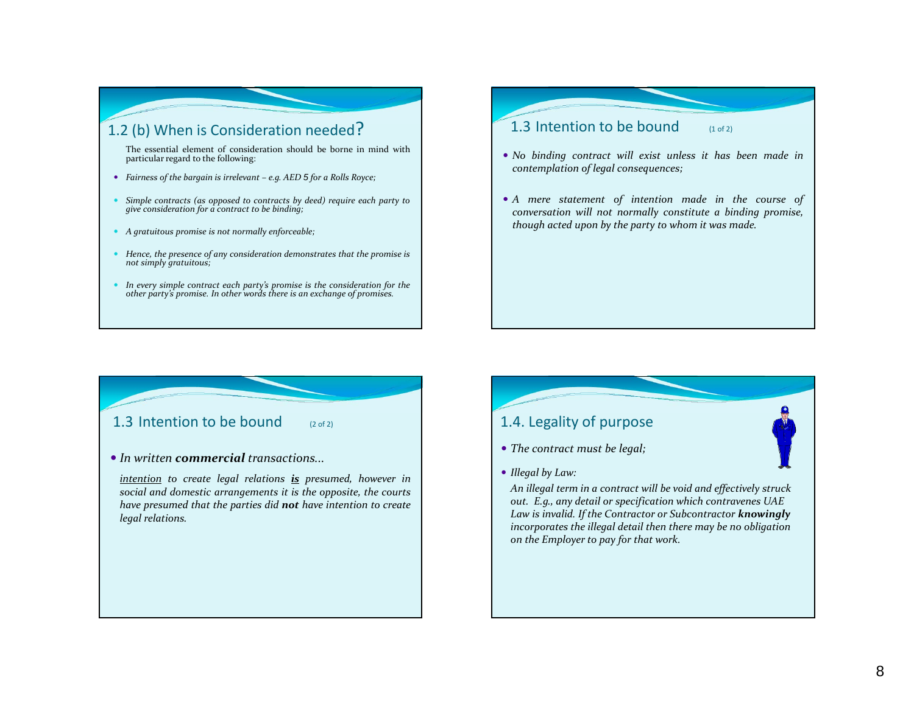## 1.2 (b) When is Consideration needed?

The essential element of consideration should be borne in mind with particular regard to the following:

- *Fairness of the bargain is irrelevant – e.g. AED 5 for a Rolls Royce;*
- *Simple contracts (as opposed to contracts by deed) require each party to give consideration for a contract to be binding;*
- *A gratuitous promise is not normally enforceable;*
- *Hence, the presence of any consideration demonstrates that the promise is not simply gratuitous;*
- *In every simple contract each party's promise is the consideration for the other party's promise. In other words there is an exchange of promises.*

## 1.3 Intention to be bound (1 of 2)

- *No binding contract will exist unless it has been made in contemplation of legal consequences;*
- *A mere statement of intention made in the course of conversation will not normally constitute a binding promise, though acted upon by the party to whom it was made.*

## 1.3 Intention to be bound (2 of 2)

- *In written **commercial** transactions…*

*<u>intention</u> to create legal relations <u>**is**</u> presumed, however in social and domestic arrangements it is the opposite, the courts have presumed that the parties did **not** have intention to create legal relations.*

## 1.4. Legality of purpose

- *The contract must be legal;*
- *Illegal by Law:*

*An illegal term in a contract will be void and effectively struck out. E.g., any detail or specification which contravenes UAE Law is invalid. If the Contractor or Subcontractor **knowingly** incorporates the illegal detail then there may be no obligation on the Employer to pay for that work.*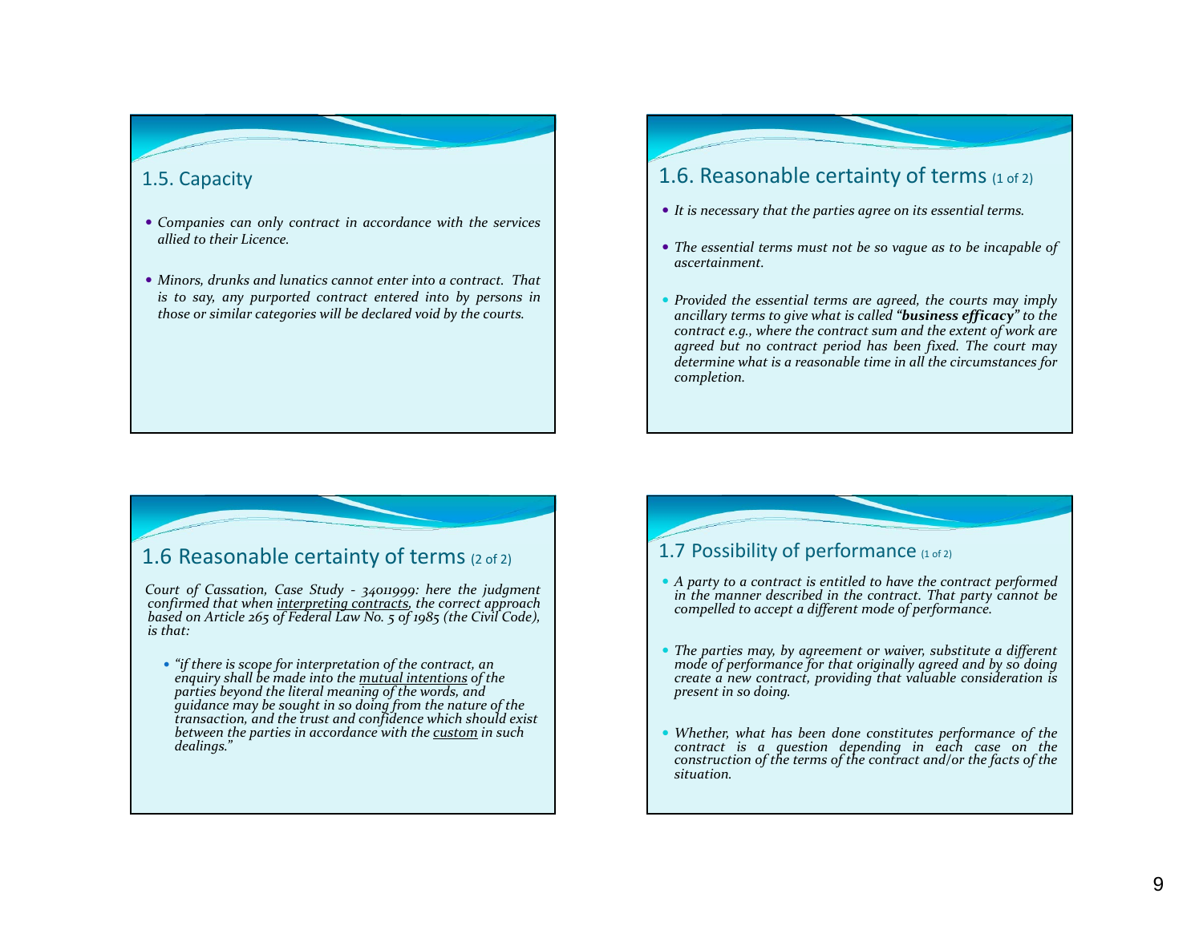## 1.5. Capacity

- *Companies can only contract in accordance with the services allied to their Licence.*
- *Minors, drunks and lunatics cannot enter into a contract. That is to say, any purported contract entered into by persons in those or similar categories will be declared void by the courts.*

## 1.6. Reasonable certainty of terms (1 of 2)

- *It is necessary that the parties agree on its essential terms.*
- *The essential terms must not be so vague as to be incapable of ascertainment.*
- *Provided the essential terms are agreed, the courts may imply ancillary terms to give what is called "**business efficacy**" to the contract e.g., where the contract sum and the extent of work are agreed but no contract period has been fixed. The court may determine what is a reasonable time in all the circumstances for completion.*

## 1.6 Reasonable certainty of terms (2 of 2)

*Court of Cassation, Case Study - 34011999: here the judgment confirmed that when <u>interpreting contracts</u>, the correct approach based on Article 265 of Federal Law No. 5 of 1985 (the Civil Code), is that:*

- *"if there is scope for interpretation of the contract, an enquiry shall be made into the <u>mutual intentions</u> of the parties beyond the literal meaning of the words, and guidance may be sought in so doing from the nature of the transaction, and the trust and confidence which should exist between the parties in accordance with the <u>custom</u> in such dealings."*

## 1.7 Possibility of performance (1 of 2)

- *A party to a contract is entitled to have the contract performed in the manner described in the contract. That party cannot be compelled to accept a different mode of performance.*
- *The parties may, by agreement or waiver, substitute a different mode of performance for that originally agreed and by so doing create a new contract, providing that valuable consideration is present in so doing.*
- *Whether, what has been done constitutes performance of the contract is a question depending in each case on the construction of the terms of the contract and/or the facts of the situation.*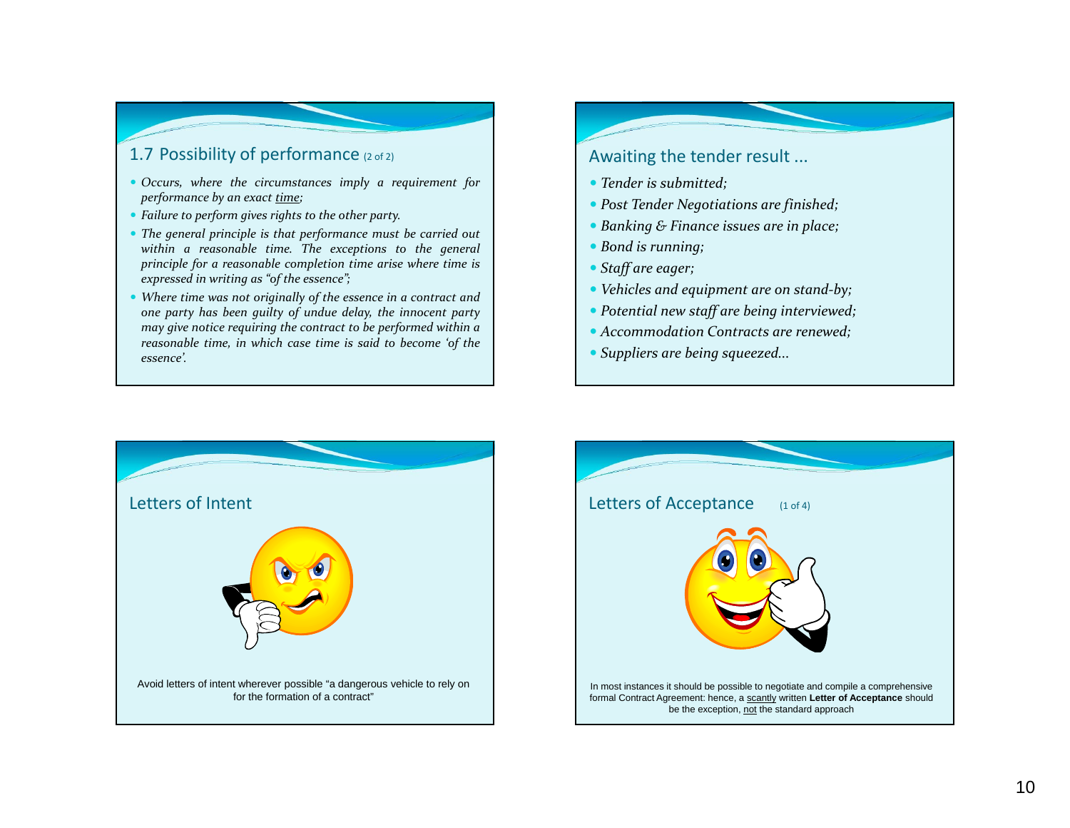## 1.7 Possibility of performance (2 of 2)

- *Occurs, where the circumstances imply a requirement for performance by an exact time;*
- *Failure to perform gives rights to the other party.*
- *The general principle is that performance must be carried out within a reasonable time. The exceptions to the general principle for a reasonable completion time arise where time is expressed in writing as "of the essence";*
- *Where time was not originally of the essence in a contract and one party has been guilty of undue delay, the innocent party may give notice requiring the contract to be performed within a reasonable time, in which case time is said to become 'of the essence'.*

## Awaiting the tender result ...

- *Tender is submitted;*
- *Post Tender Negotiations are finished;*
- *Banking & Finance issues are in place;*
- *Bond is running;*
- *Staff are eager;*
- *Vehicles and equipment are on stand-by;*
- *Potential new staff are being interviewed;*
- *Accommodation Contracts are renewed;*
- *Suppliers are being squeezed...*

## Letters of Intent

Avoid letters of intent wherever possible "a dangerous vehicle to rely on for the formation of a contract"

## Letters of Acceptance (1 of 4)

In most instances it should be possible to negotiate and compile a comprehensive formal Contract Agreement: hence, a scantly written **Letter of Acceptance** should be the exception, not the standard approach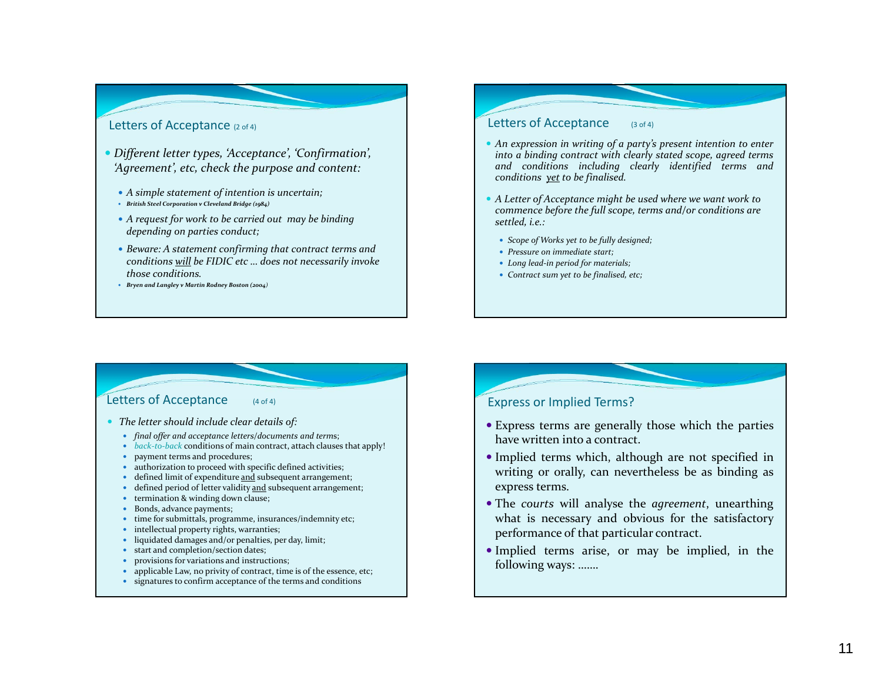## Letters of Acceptance (2 of 4)

- *Different letter types, 'Acceptance', 'Confirmation', 'Agreement', etc, check the purpose and content:*
  - *A simple statement of intention is uncertain;*
  - ***British Steel Corporation v Cleveland Bridge (1984)***
  - *A request for work to be carried out may be binding depending on parties conduct;*
  - *Beware: A statement confirming that contract terms and conditions <u>will</u> be FIDIC etc … does not necessarily invoke those conditions.*
  - ***Bryen and Langley v Martin Rodney Boston (2004)***

## Letters of Acceptance (3 of 4)

- *An expression in writing of a party's present intention to enter into a binding contract with clearly stated scope, agreed terms and conditions including clearly identified terms and conditions <u>yet</u> to be finalised.*
- *A Letter of Acceptance might be used where we want work to commence before the full scope, terms and/or conditions are settled, i.e.:*
  - *Scope of Works yet to be fully designed;*
  - *Pressure on immediate start;*
  - *Long lead-in period for materials;*
  - *Contract sum yet to be finalised, etc;*

## Letters of Acceptance (4 of 4)

- *The letter should include clear details of:*
  - *final offer and acceptance letters/documents and terms*;
  - *back-to-back* conditions of main contract, attach clauses that apply!
  - payment terms and procedures;
  - authorization to proceed with specific defined activities;
  - defined limit of expenditure <u>and</u> subsequent arrangement;
  - defined period of letter validity <u>and</u> subsequent arrangement;
  - termination & winding down clause;
  - Bonds, advance payments;
  - time for submittals, programme, insurances/indemnity etc;
  - intellectual property rights, warranties;
  - liquidated damages and/or penalties, per day, limit;
  - start and completion/section dates;
  - provisions for variations and instructions;
  - applicable Law, no privity of contract, time is of the essence, etc;
  - signatures to confirm acceptance of the terms and conditions

## Express or Implied Terms?

- Express terms are generally those which the parties have written into a contract.
- Implied terms which, although are not specified in writing or orally, can nevertheless be as binding as express terms.
- The *courts* will analyse the *agreement*, unearthing what is necessary and obvious for the satisfactory performance of that particular contract.
- Implied terms arise, or may be implied, in the following ways: …….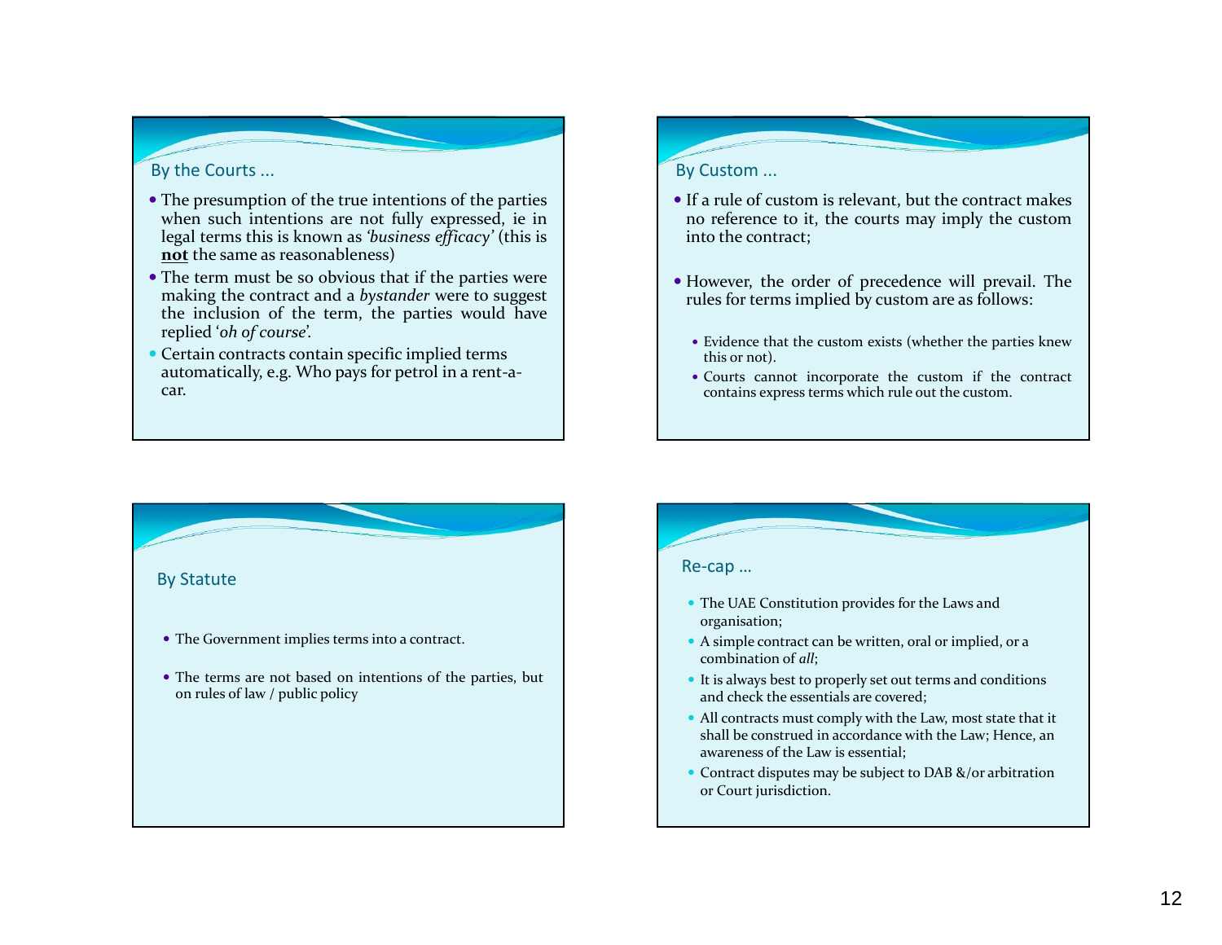## By the Courts …

- The presumption of the true intentions of the parties when such intentions are not fully expressed, ie in legal terms this is known as *'business efficacy'* (this is **not** the same as reasonableness)
- The term must be so obvious that if the parties were making the contract and a *bystander* were to suggest the inclusion of the term, the parties would have replied '*oh of course*'.
- Certain contracts contain specific implied terms automatically, e.g. Who pays for petrol in a rent-a-car.

## By Custom …

- If a rule of custom is relevant, but the contract makes no reference to it, the courts may imply the custom into the contract;
- However, the order of precedence will prevail. The rules for terms implied by custom are as follows:
  - Evidence that the custom exists (whether the parties knew this or not).
  - Courts cannot incorporate the custom if the contract contains express terms which rule out the custom.

## By Statute

- The Government implies terms into a contract.
- The terms are not based on intentions of the parties, but on rules of law / public policy

## Re-cap …

- The UAE Constitution provides for the Laws and organisation;
- A simple contract can be written, oral or implied, or a combination of *all*;
- It is always best to properly set out terms and conditions and check the essentials are covered;
- All contracts must comply with the Law, most state that it shall be construed in accordance with the Law; Hence, an awareness of the Law is essential;
- Contract disputes may be subject to DAB &/or arbitration or Court jurisdiction.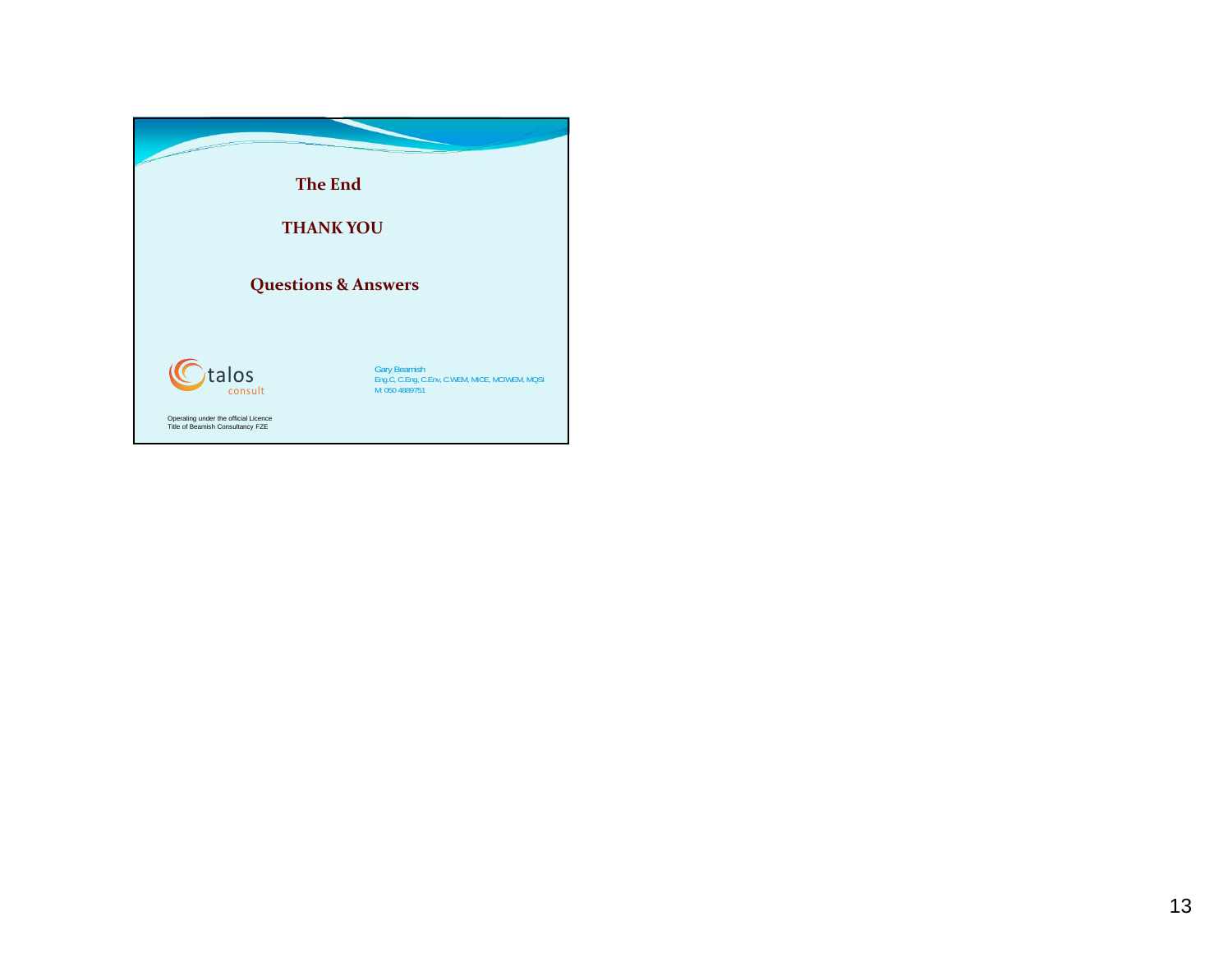**The End**

**THANK YOU**

**Questions & Answers**

talos
consult

Gary Beamish
Eng.C, C.Eng, C.Env, C.WEM, MICE, MCIWEM, MQSI
M: 050 4869751

Operating under the official Licence
Title of Beamish Consultancy FZE